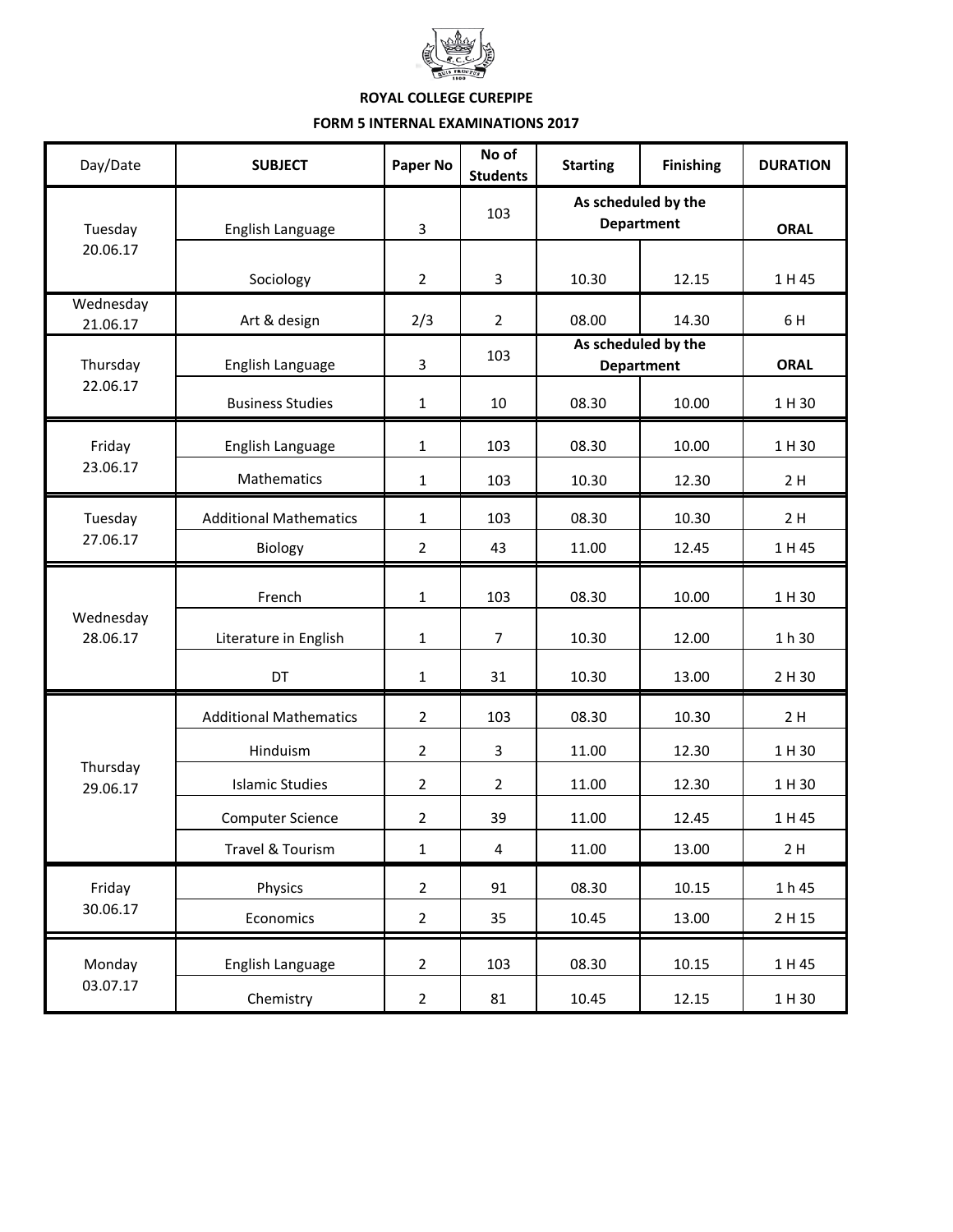**ROYAL COLLEGE CUREPIPE**

**FORM 5 INTERNAL EXAMINATIONS 2017**

| Day/Date | SUBJECT | Paper No | No of Students | Starting | Finishing | DURATION |
|---|---|---|---|---|---|---|
| Tuesday 20.06.17 | English Language | 3 | 103 | As scheduled by the Department | | ORAL |
| | Sociology | 2 | 3 | 10.30 | 12.15 | 1 H 45 |
| Wednesday 21.06.17 | Art & design | 2/3 | 2 | 08.00 | 14.30 | 6 H |
| Thursday 22.06.17 | English Language | 3 | 103 | As scheduled by the Department | | ORAL |
| | Business Studies | 1 | 10 | 08.30 | 10.00 | 1 H 30 |
| Friday 23.06.17 | English Language | 1 | 103 | 08.30 | 10.00 | 1 H 30 |
| | Mathematics | 1 | 103 | 10.30 | 12.30 | 2 H |
| Tuesday 27.06.17 | Additional Mathematics | 1 | 103 | 08.30 | 10.30 | 2 H |
| | Biology | 2 | 43 | 11.00 | 12.45 | 1 H 45 |
| Wednesday 28.06.17 | French | 1 | 103 | 08.30 | 10.00 | 1 H 30 |
| | Literature in English | 1 | 7 | 10.30 | 12.00 | 1 h 30 |
| | DT | 1 | 31 | 10.30 | 13.00 | 2 H 30 |
| Thursday 29.06.17 | Additional Mathematics | 2 | 103 | 08.30 | 10.30 | 2 H |
| | Hinduism | 2 | 3 | 11.00 | 12.30 | 1 H 30 |
| | Islamic Studies | 2 | 2 | 11.00 | 12.30 | 1 H 30 |
| | Computer Science | 2 | 39 | 11.00 | 12.45 | 1 H 45 |
| | Travel & Tourism | 1 | 4 | 11.00 | 13.00 | 2 H |
| Friday 30.06.17 | Physics | 2 | 91 | 08.30 | 10.15 | 1 h 45 |
| | Economics | 2 | 35 | 10.45 | 13.00 | 2 H 15 |
| Monday 03.07.17 | English Language | 2 | 103 | 08.30 | 10.15 | 1 H 45 |
| | Chemistry | 2 | 81 | 10.45 | 12.15 | 1 H 30 |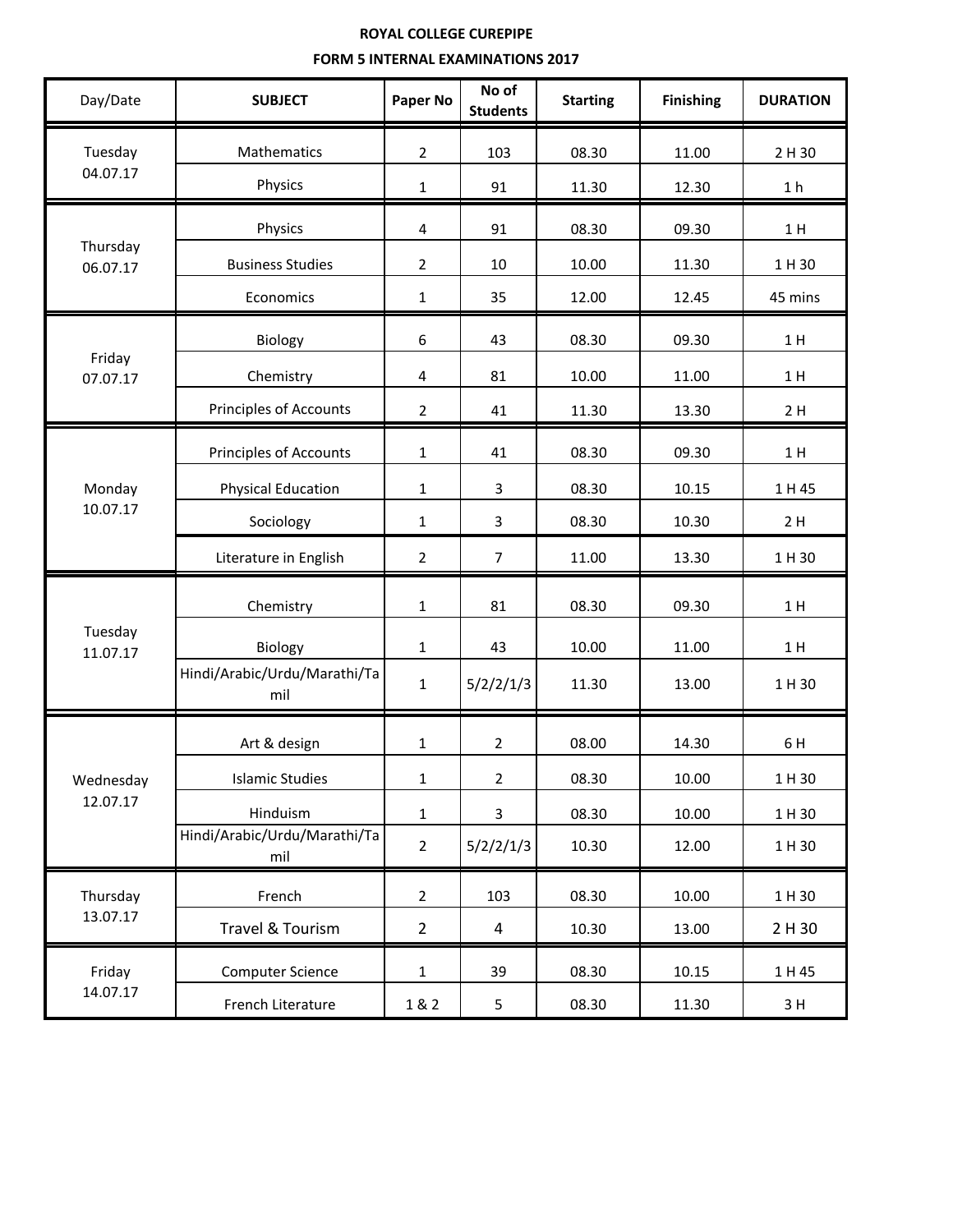**ROYAL COLLEGE CUREPIPE**

**FORM 5 INTERNAL EXAMINATIONS 2017**

| Day/Date | SUBJECT | Paper No | No of Students | Starting | Finishing | DURATION |
|---|---|---|---|---|---|---|
| Tuesday 04.07.17 | Mathematics | 2 | 103 | 08.30 | 11.00 | 2 H 30 |
| | Physics | 1 | 91 | 11.30 | 12.30 | 1 h |
| Thursday 06.07.17 | Physics | 4 | 91 | 08.30 | 09.30 | 1 H |
| | Business Studies | 2 | 10 | 10.00 | 11.30 | 1 H 30 |
| | Economics | 1 | 35 | 12.00 | 12.45 | 45 mins |
| Friday 07.07.17 | Biology | 6 | 43 | 08.30 | 09.30 | 1 H |
| | Chemistry | 4 | 81 | 10.00 | 11.00 | 1 H |
| | Principles of Accounts | 2 | 41 | 11.30 | 13.30 | 2 H |
| Monday 10.07.17 | Principles of Accounts | 1 | 41 | 08.30 | 09.30 | 1 H |
| | Physical Education | 1 | 3 | 08.30 | 10.15 | 1 H 45 |
| | Sociology | 1 | 3 | 08.30 | 10.30 | 2 H |
| | Literature in English | 2 | 7 | 11.00 | 13.30 | 1 H 30 |
| Tuesday 11.07.17 | Chemistry | 1 | 81 | 08.30 | 09.30 | 1 H |
| | Biology | 1 | 43 | 10.00 | 11.00 | 1 H |
| | Hindi/Arabic/Urdu/Marathi/Tamil | 1 | 5/2/2/1/3 | 11.30 | 13.00 | 1 H 30 |
| Wednesday 12.07.17 | Art & design | 1 | 2 | 08.00 | 14.30 | 6 H |
| | Islamic Studies | 1 | 2 | 08.30 | 10.00 | 1 H 30 |
| | Hinduism | 1 | 3 | 08.30 | 10.00 | 1 H 30 |
| | Hindi/Arabic/Urdu/Marathi/Tamil | 2 | 5/2/2/1/3 | 10.30 | 12.00 | 1 H 30 |
| Thursday 13.07.17 | French | 2 | 103 | 08.30 | 10.00 | 1 H 30 |
| | Travel & Tourism | 2 | 4 | 10.30 | 13.00 | 2 H 30 |
| Friday 14.07.17 | Computer Science | 1 | 39 | 08.30 | 10.15 | 1 H 45 |
| | French Literature | 1 & 2 | 5 | 08.30 | 11.30 | 3 H |